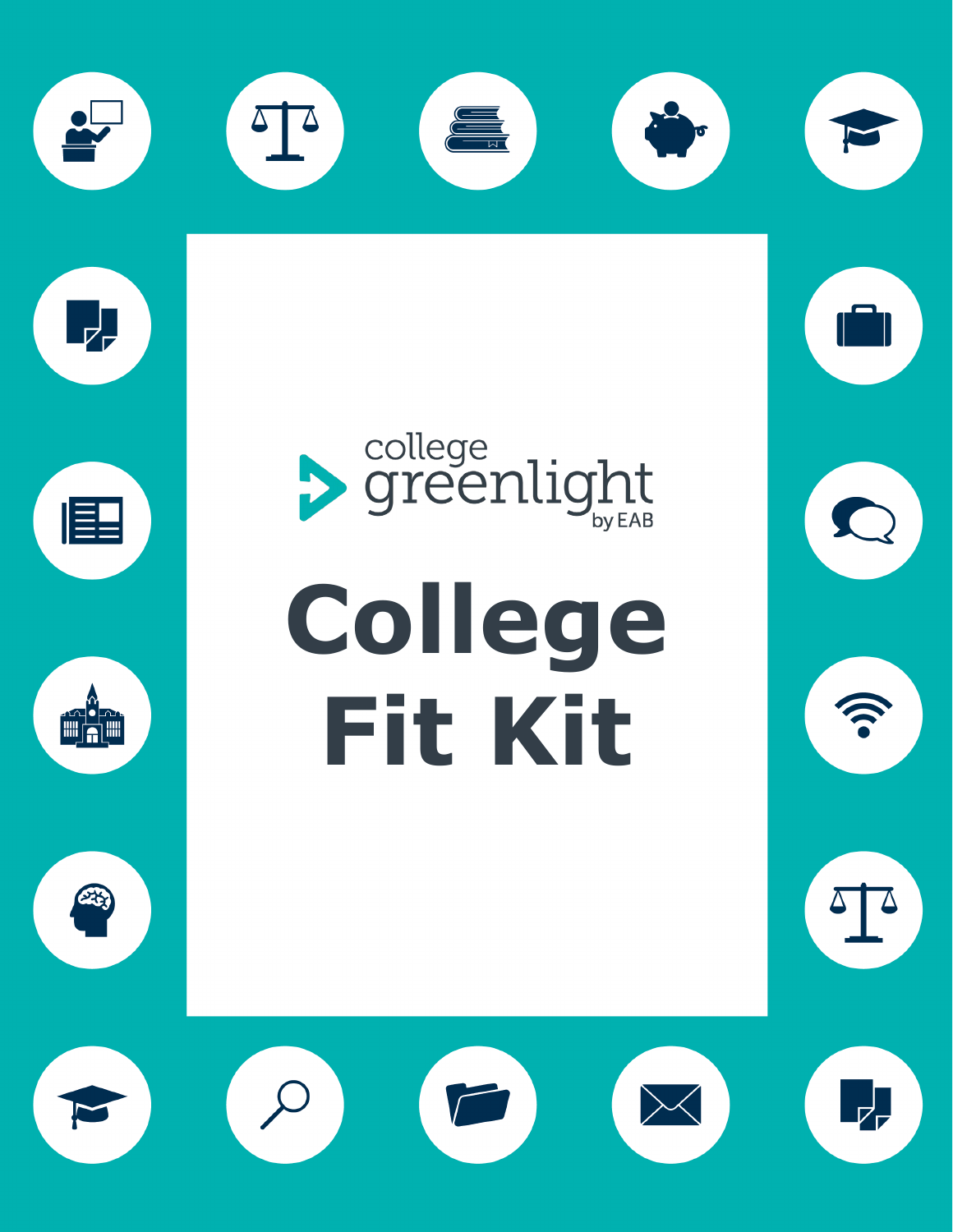college greenlight by EAB

# College Fit Kit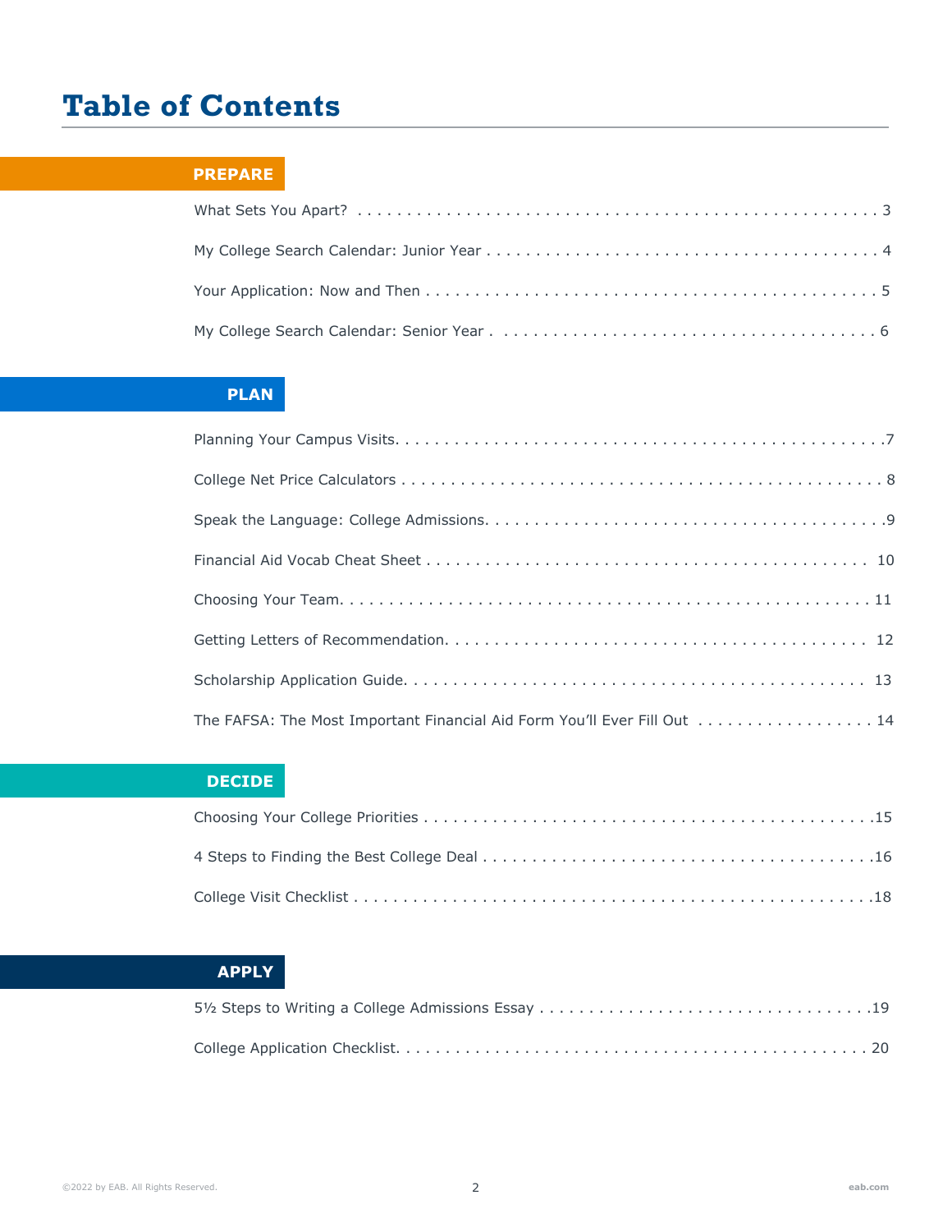# Table of Contents

## PREPARE

What Sets You Apart? . . . . . . . . . . . . . . . . . . . . . . . . . . . . . . . . . . . . . . . . . . . . . . . . . . . . . 3

My College Search Calendar: Junior Year . . . . . . . . . . . . . . . . . . . . . . . . . . . . . . . . . . . . . . 4

Your Application: Now and Then . . . . . . . . . . . . . . . . . . . . . . . . . . . . . . . . . . . . . . . . . . . . . 5

My College Search Calendar: Senior Year . . . . . . . . . . . . . . . . . . . . . . . . . . . . . . . . . . . . . . 6

## PLAN

Planning Your Campus Visits. . . . . . . . . . . . . . . . . . . . . . . . . . . . . . . . . . . . . . . . . . . . . . . . .7

College Net Price Calculators . . . . . . . . . . . . . . . . . . . . . . . . . . . . . . . . . . . . . . . . . . . . . . . . 8

Speak the Language: College Admissions. . . . . . . . . . . . . . . . . . . . . . . . . . . . . . . . . . . . . . .9

Financial Aid Vocab Cheat Sheet . . . . . . . . . . . . . . . . . . . . . . . . . . . . . . . . . . . . . . . . . . . . 10

Choosing Your Team. . . . . . . . . . . . . . . . . . . . . . . . . . . . . . . . . . . . . . . . . . . . . . . . . . . . . . . 11

Getting Letters of Recommendation. . . . . . . . . . . . . . . . . . . . . . . . . . . . . . . . . . . . . . . . . . 12

Scholarship Application Guide. . . . . . . . . . . . . . . . . . . . . . . . . . . . . . . . . . . . . . . . . . . . . . . 13

The FAFSA: The Most Important Financial Aid Form You'll Ever Fill Out . . . . . . . . . . . . . . . . . . 14

## DECIDE

Choosing Your College Priorities . . . . . . . . . . . . . . . . . . . . . . . . . . . . . . . . . . . . . . . . . . . . .15

4 Steps to Finding the Best College Deal . . . . . . . . . . . . . . . . . . . . . . . . . . . . . . . . . . . . . . .16

College Visit Checklist . . . . . . . . . . . . . . . . . . . . . . . . . . . . . . . . . . . . . . . . . . . . . . . . . . . . .18

## APPLY

5½ Steps to Writing a College Admissions Essay . . . . . . . . . . . . . . . . . . . . . . . . . . . . . . . . .19

College Application Checklist. . . . . . . . . . . . . . . . . . . . . . . . . . . . . . . . . . . . . . . . . . . . . . . . 20

©2022 by EAB. All Rights Reserved. eab.com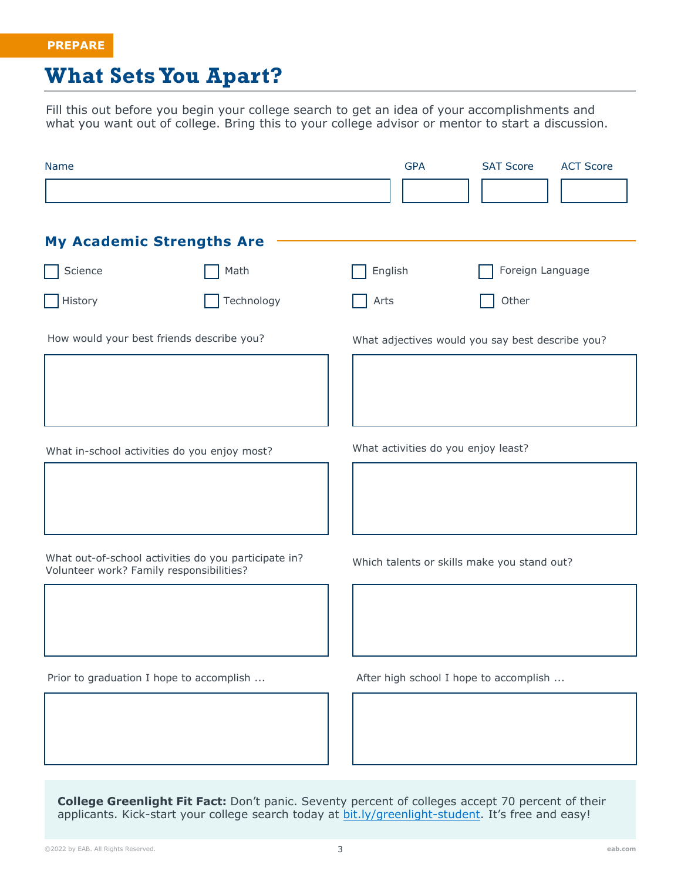PREPARE

# What Sets You Apart?

Fill this out before you begin your college search to get an idea of your accomplishments and what you want out of college. Bring this to your college advisor or mentor to start a discussion.

| Name | GPA | SAT Score | ACT Score |
| --- | --- | --- | --- |
| | | | |

## My Academic Strengths Are

- [ ] Science
- [ ] Math
- [ ] English
- [ ] Foreign Language
- [ ] History
- [ ] Technology
- [ ] Arts
- [ ] Other

How would your best friends describe you?

What adjectives would you say best describe you?

What in-school activities do you enjoy most?

What activities do you enjoy least?

What out-of-school activities do you participate in? Volunteer work? Family responsibilities?

Which talents or skills make you stand out?

Prior to graduation I hope to accomplish ...

After high school I hope to accomplish ...

**College Greenlight Fit Fact:** Don't panic. Seventy percent of colleges accept 70 percent of their applicants. Kick-start your college search today at [bit.ly/greenlight-student](bit.ly/greenlight-student). It's free and easy!

©2022 by EAB. All Rights Reserved. eab.com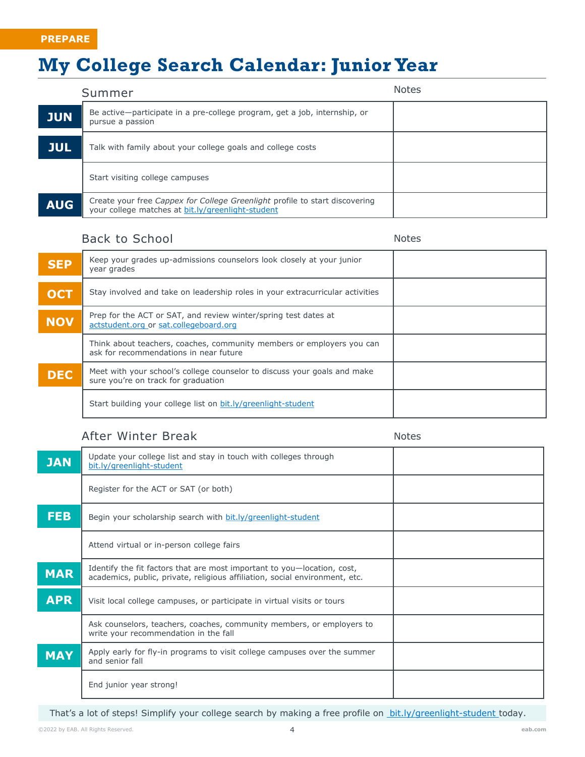PREPARE

# My College Search Calendar: Junior Year

## Summer

| Month | Task | Notes |
|---|---|---|
| JUN | Be active—participate in a pre-college program, get a job, internship, or pursue a passion | |
| JUL | Talk with family about your college goals and college costs | |
| | Start visiting college campuses | |
| AUG | Create your free *Cappex for College Greenlight* profile to start discovering your college matches at bit.ly/greenlight-student | |

## Back to School

| Month | Task | Notes |
|---|---|---|
| SEP | Keep your grades up-admissions counselors look closely at your junior year grades | |
| OCT | Stay involved and take on leadership roles in your extracurricular activities | |
| NOV | Prep for the ACT or SAT, and review winter/spring test dates at actstudent.org or sat.collegeboard.org | |
| | Think about teachers, coaches, community members or employers you can ask for recommendations in near future | |
| DEC | Meet with your school's college counselor to discuss your goals and make sure you're on track for graduation | |
| | Start building your college list on bit.ly/greenlight-student | |

## After Winter Break

| Month | Task | Notes |
|---|---|---|
| JAN | Update your college list and stay in touch with colleges through bit.ly/greenlight-student | |
| | Register for the ACT or SAT (or both) | |
| FEB | Begin your scholarship search with bit.ly/greenlight-student | |
| | Attend virtual or in-person college fairs | |
| MAR | Identify the fit factors that are most important to you—location, cost, academics, public, private, religious affiliation, social environment, etc. | |
| APR | Visit local college campuses, or participate in virtual visits or tours | |
| | Ask counselors, teachers, coaches, community members, or employers to write your recommendation in the fall | |
| MAY | Apply early for fly-in programs to visit college campuses over the summer and senior fall | |
| | End junior year strong! | |

That's a lot of steps! Simplify your college search by making a free profile on bit.ly/greenlight-student today.

©2022 by EAB. All Rights Reserved. eab.com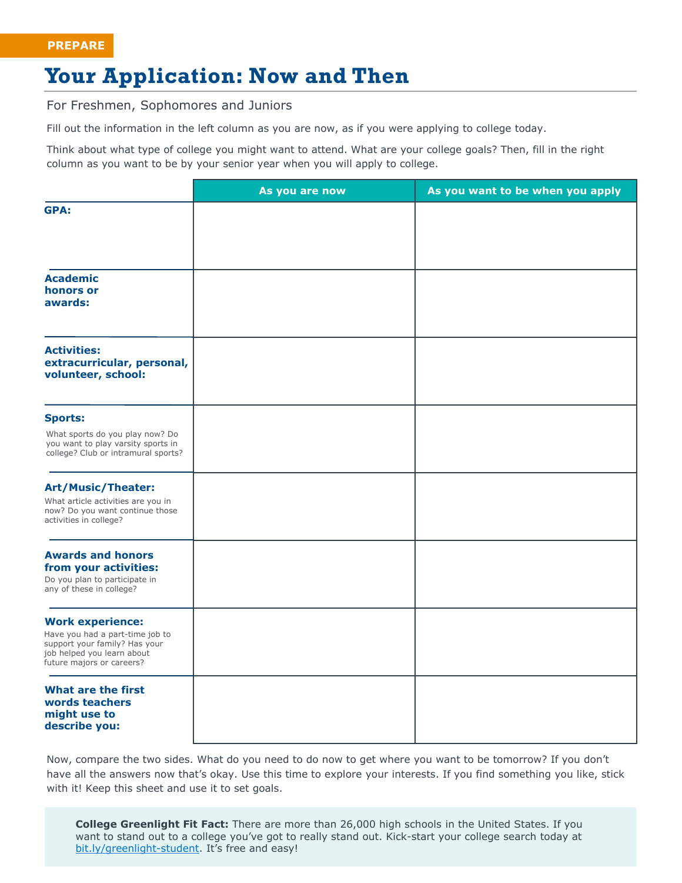PREPARE

# Your Application: Now and Then

For Freshmen, Sophomores and Juniors

Fill out the information in the left column as you are now, as if you were applying to college today.

Think about what type of college you might want to attend. What are your college goals? Then, fill in the right column as you want to be by your senior year when you will apply to college.

| | As you are now | As you want to be when you apply |
|---|---|---|
| **GPA:** | | |
| **Academic honors or awards:** | | |
| **Activities: extracurricular, personal, volunteer, school:** | | |
| **Sports:** What sports do you play now? Do you want to play varsity sports in college? Club or intramural sports? | | |
| **Art/Music/Theater:** What article activities are you in now? Do you want continue those activities in college? | | |
| **Awards and honors from your activities:** Do you plan to participate in any of these in college? | | |
| **Work experience:** Have you had a part-time job to support your family? Has your job helped you learn about future majors or careers? | | |
| **What are the first words teachers might use to describe you:** | | |

Now, compare the two sides. What do you need to do now to get where you want to be tomorrow? If you don't have all the answers now that's okay. Use this time to explore your interests. If you find something you like, stick with it! Keep this sheet and use it to set goals.

**College Greenlight Fit Fact:** There are more than 26,000 high schools in the United States. If you want to stand out to a college you've got to really stand out. Kick-start your college search today at bit.ly/greenlight-student. It's free and easy!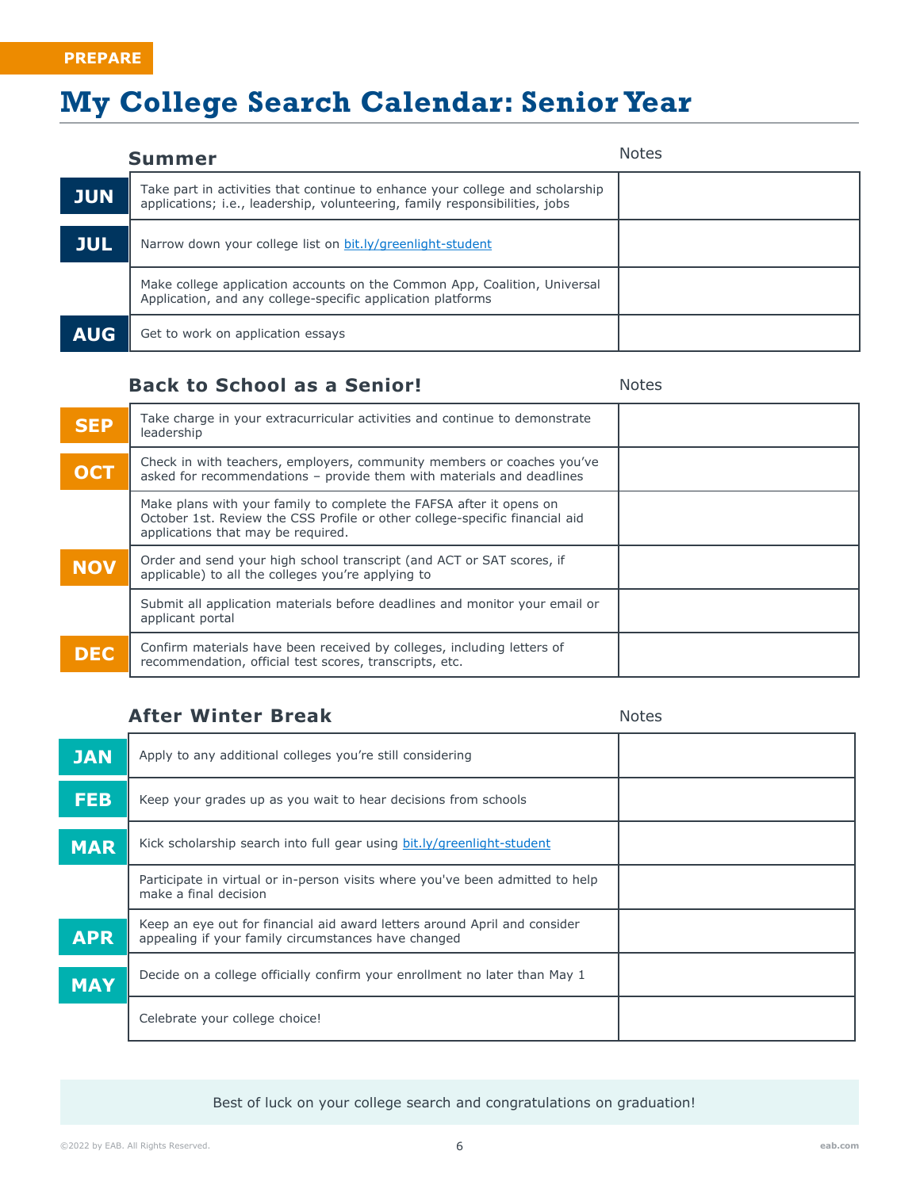PREPARE

# My College Search Calendar: Senior Year

## Summer

| Month | Task | Notes |
|---|---|---|
| JUN | Take part in activities that continue to enhance your college and scholarship applications; i.e., leadership, volunteering, family responsibilities, jobs | |
| JUL | Narrow down your college list on bit.ly/greenlight-student | |
| | Make college application accounts on the Common App, Coalition, Universal Application, and any college-specific application platforms | |
| AUG | Get to work on application essays | |

## Back to School as a Senior!

| Month | Task | Notes |
|---|---|---|
| SEP | Take charge in your extracurricular activities and continue to demonstrate leadership | |
| OCT | Check in with teachers, employers, community members or coaches you've asked for recommendations – provide them with materials and deadlines | |
| | Make plans with your family to complete the FAFSA after it opens on October 1st. Review the CSS Profile or other college-specific financial aid applications that may be required. | |
| NOV | Order and send your high school transcript (and ACT or SAT scores, if applicable) to all the colleges you're applying to | |
| | Submit all application materials before deadlines and monitor your email or applicant portal | |
| DEC | Confirm materials have been received by colleges, including letters of recommendation, official test scores, transcripts, etc. | |

## After Winter Break

| Month | Task | Notes |
|---|---|---|
| JAN | Apply to any additional colleges you're still considering | |
| FEB | Keep your grades up as you wait to hear decisions from schools | |
| MAR | Kick scholarship search into full gear using bit.ly/greenlight-student | |
| | Participate in virtual or in-person visits where you've been admitted to help make a final decision | |
| APR | Keep an eye out for financial aid award letters around April and consider appealing if your family circumstances have changed | |
| MAY | Decide on a college officially confirm your enrollment no later than May 1 | |
| | Celebrate your college choice! | |

Best of luck on your college search and congratulations on graduation!

©2022 by EAB. All Rights Reserved. eab.com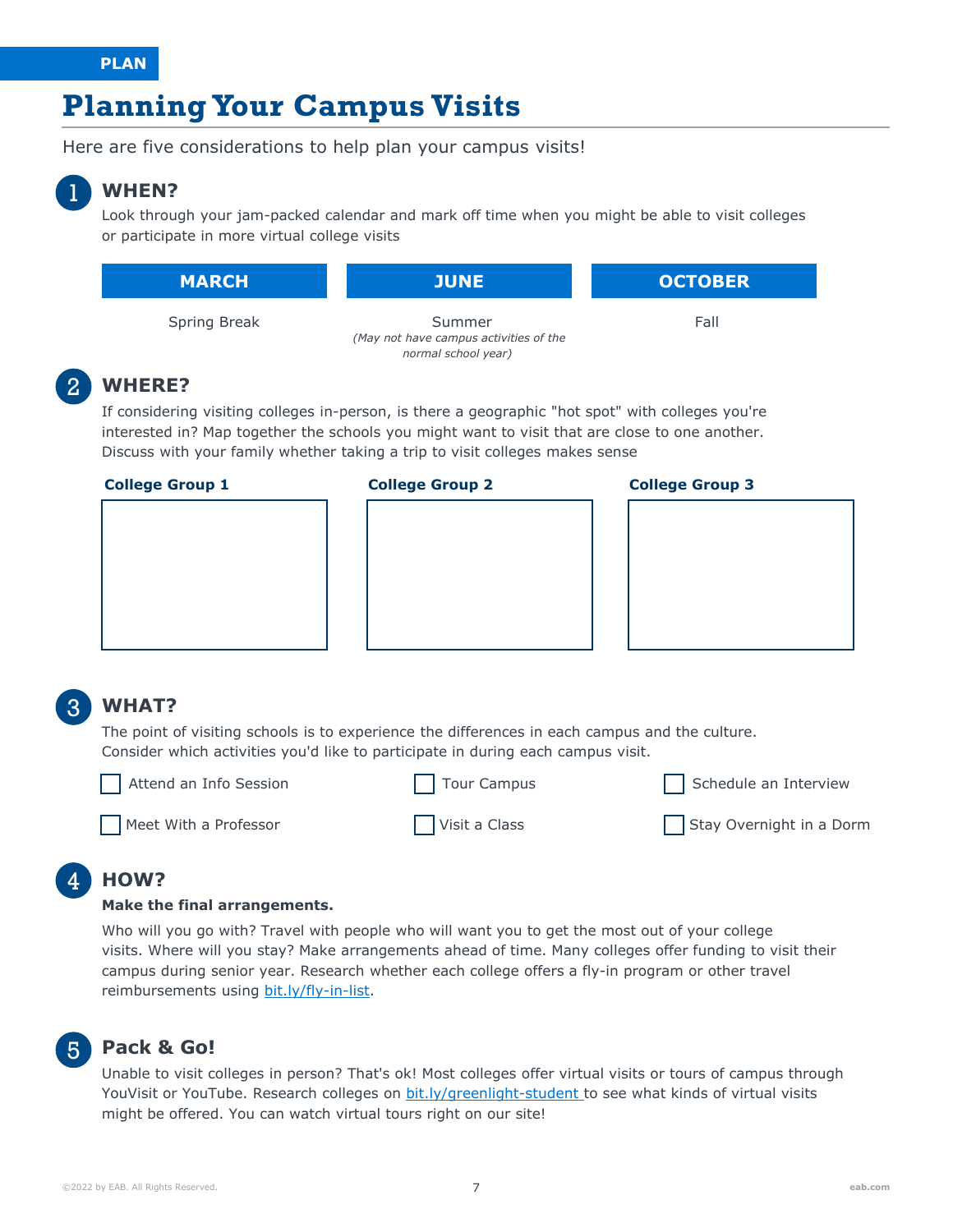PLAN

# Planning Your Campus Visits

Here are five considerations to help plan your campus visits!

## 1 WHEN?

Look through your jam-packed calendar and mark off time when you might be able to visit colleges or participate in more virtual college visits

| MARCH | JUNE | OCTOBER |
|---|---|---|
| Spring Break | Summer *(May not have campus activities of the normal school year)* | Fall |

## 2 WHERE?

If considering visiting colleges in-person, is there a geographic "hot spot" with colleges you're interested in? Map together the schools you might want to visit that are close to one another. Discuss with your family whether taking a trip to visit colleges makes sense

| College Group 1 | College Group 2 | College Group 3 |
|---|---|---|
| | | |

## 3 WHAT?

The point of visiting schools is to experience the differences in each campus and the culture. Consider which activities you'd like to participate in during each campus visit.

- [ ] Attend an Info Session
- [ ] Tour Campus
- [ ] Schedule an Interview
- [ ] Meet With a Professor
- [ ] Visit a Class
- [ ] Stay Overnight in a Dorm

## 4 HOW?

**Make the final arrangements.**

Who will you go with? Travel with people who will want you to get the most out of your college visits. Where will you stay? Make arrangements ahead of time. Many colleges offer funding to visit their campus during senior year. Research whether each college offers a fly-in program or other travel reimbursements using bit.ly/fly-in-list.

## 5 Pack & Go!

Unable to visit colleges in person? That's ok! Most colleges offer virtual visits or tours of campus through YouVisit or YouTube. Research colleges on bit.ly/greenlight-student to see what kinds of virtual visits might be offered. You can watch virtual tours right on our site!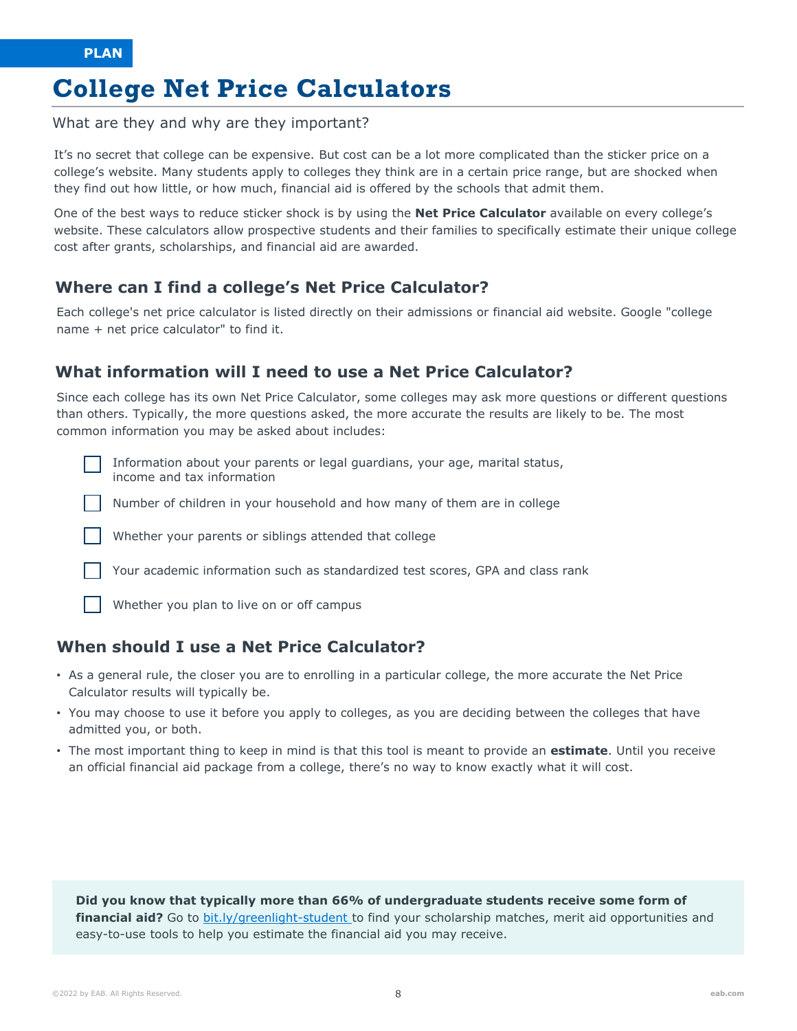PLAN

# College Net Price Calculators

What are they and why are they important?

It's no secret that college can be expensive. But cost can be a lot more complicated than the sticker price on a college's website. Many students apply to colleges they think are in a certain price range, but are shocked when they find out how little, or how much, financial aid is offered by the schools that admit them.

One of the best ways to reduce sticker shock is by using the **Net Price Calculator** available on every college's website. These calculators allow prospective students and their families to specifically estimate their unique college cost after grants, scholarships, and financial aid are awarded.

## Where can I find a college's Net Price Calculator?

Each college's net price calculator is listed directly on their admissions or financial aid website. Google "college name + net price calculator" to find it.

## What information will I need to use a Net Price Calculator?

Since each college has its own Net Price Calculator, some colleges may ask more questions or different questions than others. Typically, the more questions asked, the more accurate the results are likely to be. The most common information you may be asked about includes:

- [ ] Information about your parents or legal guardians, your age, marital status, income and tax information
- [ ] Number of children in your household and how many of them are in college
- [ ] Whether your parents or siblings attended that college
- [ ] Your academic information such as standardized test scores, GPA and class rank
- [ ] Whether you plan to live on or off campus

## When should I use a Net Price Calculator?

- As a general rule, the closer you are to enrolling in a particular college, the more accurate the Net Price Calculator results will typically be.
- You may choose to use it before you apply to colleges, as you are deciding between the colleges that have admitted you, or both.
- The most important thing to keep in mind is that this tool is meant to provide an **estimate**. Until you receive an official financial aid package from a college, there's no way to know exactly what it will cost.

**Did you know that typically more than 66% of undergraduate students receive some form of financial aid?** Go to bit.ly/greenlight-student to find your scholarship matches, merit aid opportunities and easy-to-use tools to help you estimate the financial aid you may receive.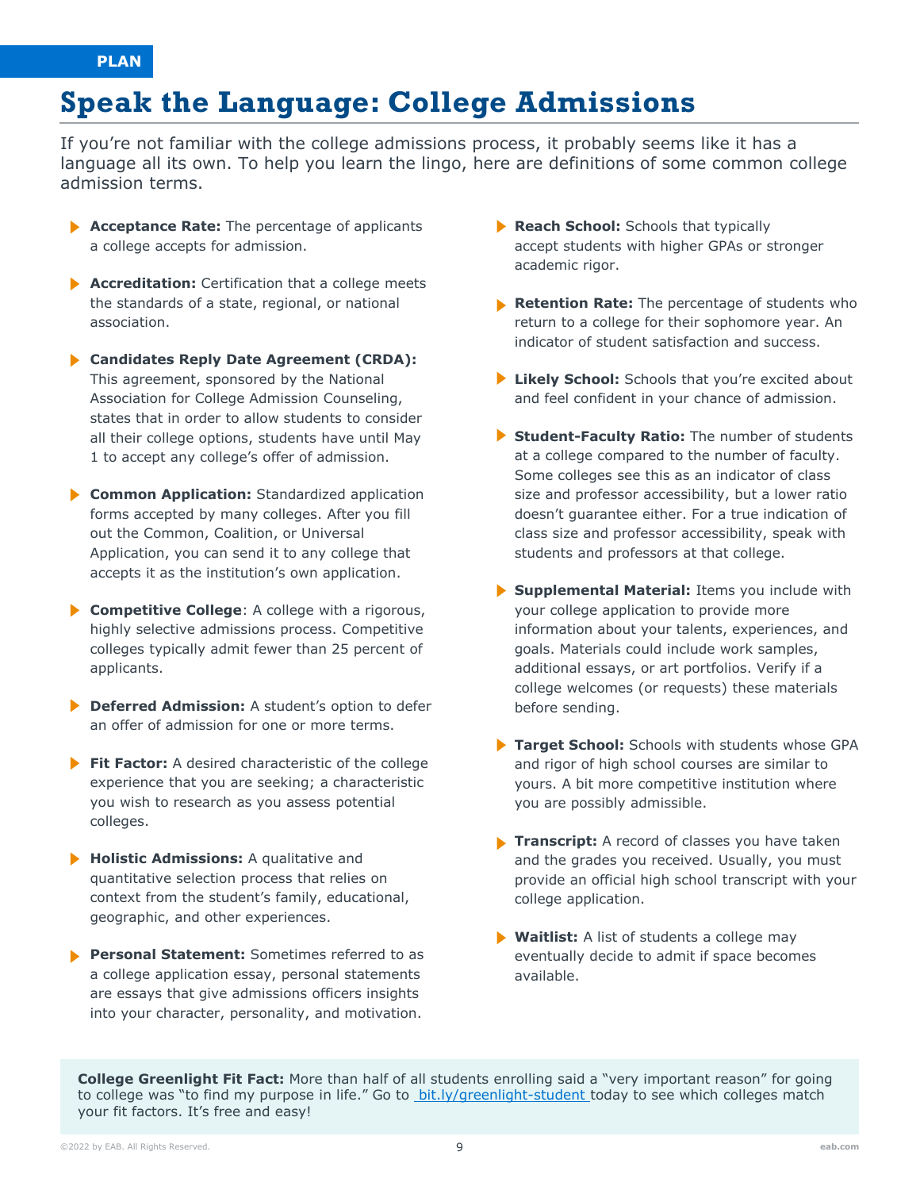PLAN

# Speak the Language: College Admissions

If you're not familiar with the college admissions process, it probably seems like it has a language all its own. To help you learn the lingo, here are definitions of some common college admission terms.

- **Acceptance Rate:** The percentage of applicants a college accepts for admission.
- **Accreditation:** Certification that a college meets the standards of a state, regional, or national association.
- **Candidates Reply Date Agreement (CRDA):** This agreement, sponsored by the National Association for College Admission Counseling, states that in order to allow students to consider all their college options, students have until May 1 to accept any college's offer of admission.
- **Common Application:** Standardized application forms accepted by many colleges. After you fill out the Common, Coalition, or Universal Application, you can send it to any college that accepts it as the institution's own application.
- **Competitive College**: A college with a rigorous, highly selective admissions process. Competitive colleges typically admit fewer than 25 percent of applicants.
- **Deferred Admission:** A student's option to defer an offer of admission for one or more terms.
- **Fit Factor:** A desired characteristic of the college experience that you are seeking; a characteristic you wish to research as you assess potential colleges.
- **Holistic Admissions:** A qualitative and quantitative selection process that relies on context from the student's family, educational, geographic, and other experiences.
- **Personal Statement:** Sometimes referred to as a college application essay, personal statements are essays that give admissions officers insights into your character, personality, and motivation.
- **Reach School:** Schools that typically accept students with higher GPAs or stronger academic rigor.
- **Retention Rate:** The percentage of students who return to a college for their sophomore year. An indicator of student satisfaction and success.
- **Likely School:** Schools that you're excited about and feel confident in your chance of admission.
- **Student-Faculty Ratio:** The number of students at a college compared to the number of faculty. Some colleges see this as an indicator of class size and professor accessibility, but a lower ratio doesn't guarantee either. For a true indication of class size and professor accessibility, speak with students and professors at that college.
- **Supplemental Material:** Items you include with your college application to provide more information about your talents, experiences, and goals. Materials could include work samples, additional essays, or art portfolios. Verify if a college welcomes (or requests) these materials before sending.
- **Target School:** Schools with students whose GPA and rigor of high school courses are similar to yours. A bit more competitive institution where you are possibly admissible.
- **Transcript:** A record of classes you have taken and the grades you received. Usually, you must provide an official high school transcript with your college application.
- **Waitlist:** A list of students a college may eventually decide to admit if space becomes available.

**College Greenlight Fit Fact:** More than half of all students enrolling said a "very important reason" for going to college was "to find my purpose in life." Go to bit.ly/greenlight-student today to see which colleges match your fit factors. It's free and easy!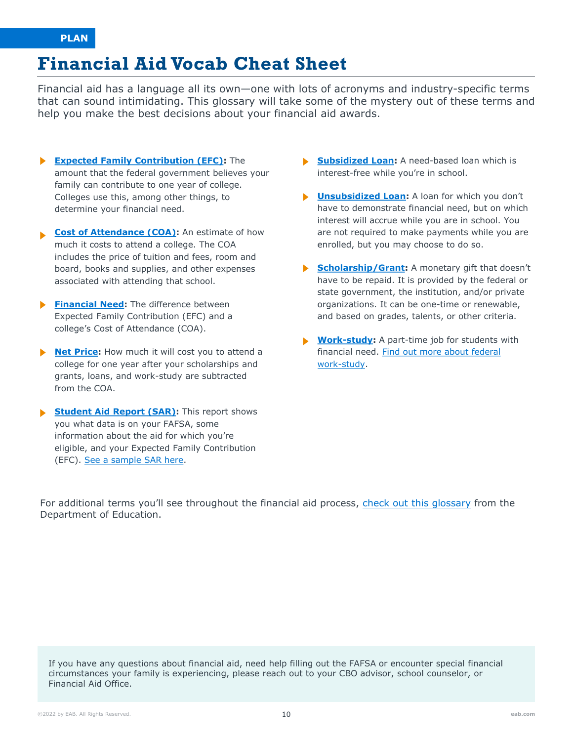PLAN

# Financial Aid Vocab Cheat Sheet

Financial aid has a language all its own—one with lots of acronyms and industry-specific terms that can sound intimidating. This glossary will take some of the mystery out of these terms and help you make the best decisions about your financial aid awards.

- **Expected Family Contribution (EFC):** The amount that the federal government believes your family can contribute to one year of college. Colleges use this, among other things, to determine your financial need.
- **Cost of Attendance (COA):** An estimate of how much it costs to attend a college. The COA includes the price of tuition and fees, room and board, books and supplies, and other expenses associated with attending that school.
- **Financial Need:** The difference between Expected Family Contribution (EFC) and a college's Cost of Attendance (COA).
- **Net Price:** How much it will cost you to attend a college for one year after your scholarships and grants, loans, and work-study are subtracted from the COA.
- **Student Aid Report (SAR):** This report shows you what data is on your FAFSA, some information about the aid for which you're eligible, and your Expected Family Contribution (EFC). See a sample SAR here.
- **Subsidized Loan:** A need-based loan which is interest-free while you're in school.
- **Unsubsidized Loan:** A loan for which you don't have to demonstrate financial need, but on which interest will accrue while you are in school. You are not required to make payments while you are enrolled, but you may choose to do so.
- **Scholarship/Grant:** A monetary gift that doesn't have to be repaid. It is provided by the federal or state government, the institution, and/or private organizations. It can be one-time or renewable, and based on grades, talents, or other criteria.
- **Work-study:** A part-time job for students with financial need. Find out more about federal work-study.

For additional terms you'll see throughout the financial aid process, check out this glossary from the Department of Education.

If you have any questions about financial aid, need help filling out the FAFSA or encounter special financial circumstances your family is experiencing, please reach out to your CBO advisor, school counselor, or Financial Aid Office.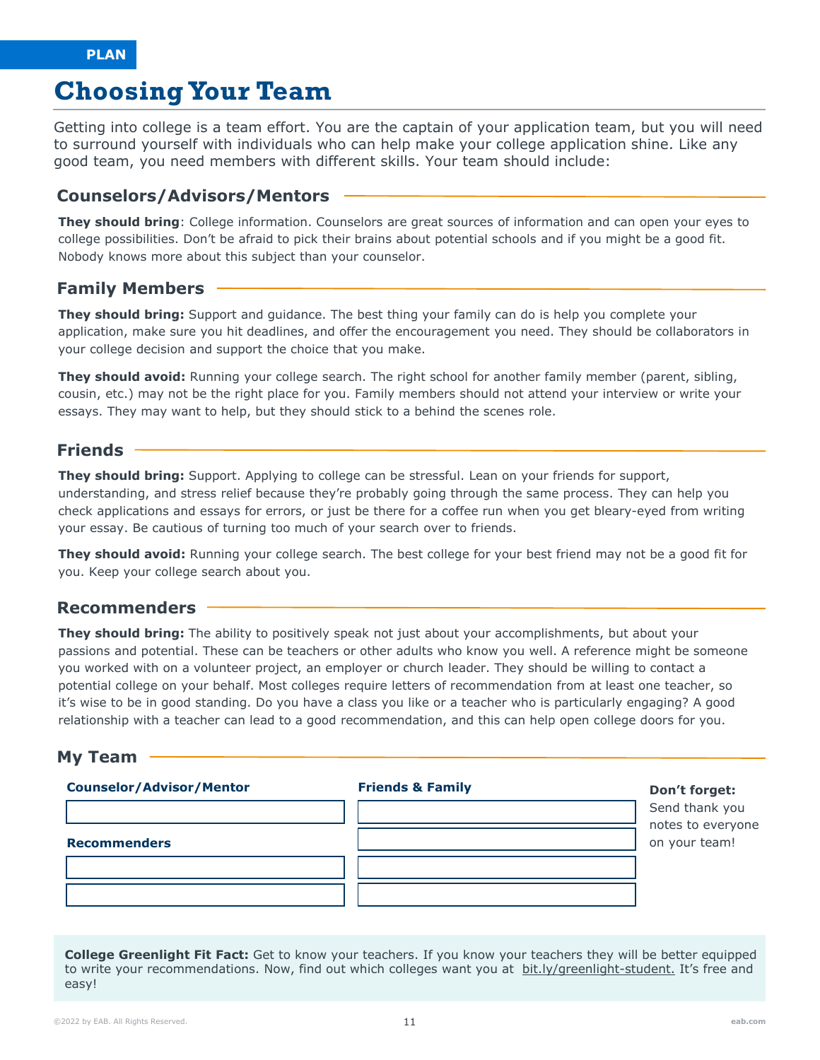PLAN

# Choosing Your Team

Getting into college is a team effort. You are the captain of your application team, but you will need to surround yourself with individuals who can help make your college application shine. Like any good team, you need members with different skills. Your team should include:

## Counselors/Advisors/Mentors

**They should bring**: College information. Counselors are great sources of information and can open your eyes to college possibilities. Don't be afraid to pick their brains about potential schools and if you might be a good fit. Nobody knows more about this subject than your counselor.

## Family Members

**They should bring:** Support and guidance. The best thing your family can do is help you complete your application, make sure you hit deadlines, and offer the encouragement you need. They should be collaborators in your college decision and support the choice that you make.

**They should avoid:** Running your college search. The right school for another family member (parent, sibling, cousin, etc.) may not be the right place for you. Family members should not attend your interview or write your essays. They may want to help, but they should stick to a behind the scenes role.

## Friends

**They should bring:** Support. Applying to college can be stressful. Lean on your friends for support, understanding, and stress relief because they're probably going through the same process. They can help you check applications and essays for errors, or just be there for a coffee run when you get bleary-eyed from writing your essay. Be cautious of turning too much of your search over to friends.

**They should avoid:** Running your college search. The best college for your best friend may not be a good fit for you. Keep your college search about you.

## Recommenders

**They should bring:** The ability to positively speak not just about your accomplishments, but about your passions and potential. These can be teachers or other adults who know you well. A reference might be someone you worked with on a volunteer project, an employer or church leader. They should be willing to contact a potential college on your behalf. Most colleges require letters of recommendation from at least one teacher, so it's wise to be in good standing. Do you have a class you like or a teacher who is particularly engaging? A good relationship with a teacher can lead to a good recommendation, and this can help open college doors for you.

## My Team

**Counselor/Advisor/Mentor**

| |
|---|
| |

**Recommenders**

| |
|---|
| |
| |

**Friends & Family**

| |
|---|
| |
| |
| |
| |

**Don't forget:** Send thank you notes to everyone on your team!

**College Greenlight Fit Fact:** Get to know your teachers. If you know your teachers they will be better equipped to write your recommendations. Now, find out which colleges want you at bit.ly/greenlight-student. It's free and easy!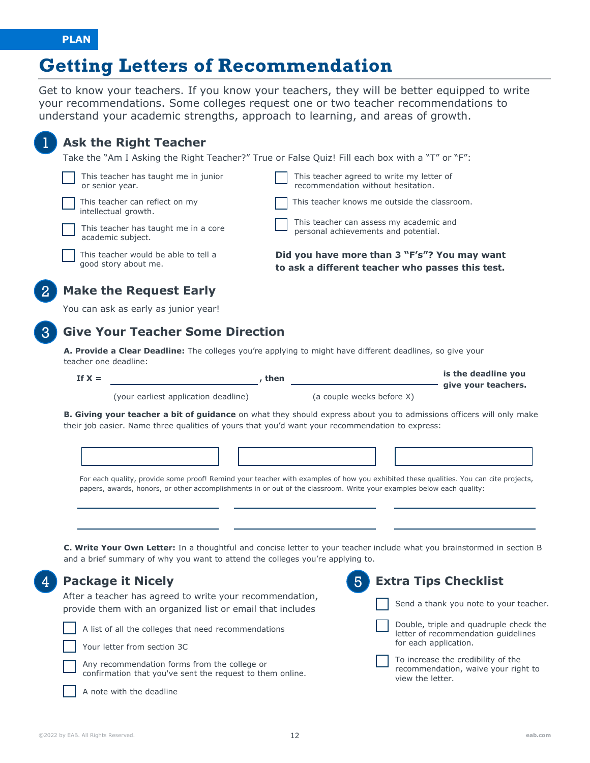PLAN

# Getting Letters of Recommendation

Get to know your teachers. If you know your teachers, they will be better equipped to write your recommendations. Some colleges request one or two teacher recommendations to understand your academic strengths, approach to learning, and areas of growth.

## 1 Ask the Right Teacher

Take the "Am I Asking the Right Teacher?" True or False Quiz! Fill each box with a "T" or "F":

- [ ] This teacher has taught me in junior or senior year.
- [ ] This teacher can reflect on my intellectual growth.
- [ ] This teacher has taught me in a core academic subject.
- [ ] This teacher would be able to tell a good story about me.
- [ ] This teacher agreed to write my letter of recommendation without hesitation.
- [ ] This teacher knows me outside the classroom.
- [ ] This teacher can assess my academic and personal achievements and potential.

**Did you have more than 3 "F's"? You may want to ask a different teacher who passes this test.**

## 2 Make the Request Early

You can ask as early as junior year!

## 3 Give Your Teacher Some Direction

**A. Provide a Clear Deadline:** The colleges you're applying to might have different deadlines, so give your teacher one deadline:

**If X =** ______________________ **, then** ______________________ **is the deadline you give your teachers.**

(your earliest application deadline) (a couple weeks before X)

**B. Giving your teacher a bit of guidance** on what they should express about you to admissions officers will only make their job easier. Name three qualities of yours that you'd want your recommendation to express:

| | | |
|---|---|---|
| | | |

For each quality, provide some proof! Remind your teacher with examples of how you exhibited these qualities. You can cite projects, papers, awards, honors, or other accomplishments in or out of the classroom. Write your examples below each quality:

______________________ ______________________ ______________________

______________________ ______________________ ______________________

**C. Write Your Own Letter:** In a thoughtful and concise letter to your teacher include what you brainstormed in section B and a brief summary of why you want to attend the colleges you're applying to.

## 4 Package it Nicely

After a teacher has agreed to write your recommendation, provide them with an organized list or email that includes

- [ ] A list of all the colleges that need recommendations
- [ ] Your letter from section 3C
- [ ] Any recommendation forms from the college or confirmation that you've sent the request to them online.
- [ ] A note with the deadline

## 5 Extra Tips Checklist

- [ ] Send a thank you note to your teacher.
- [ ] Double, triple and quadruple check the letter of recommendation guidelines for each application.
- [ ] To increase the credibility of the recommendation, waive your right to view the letter.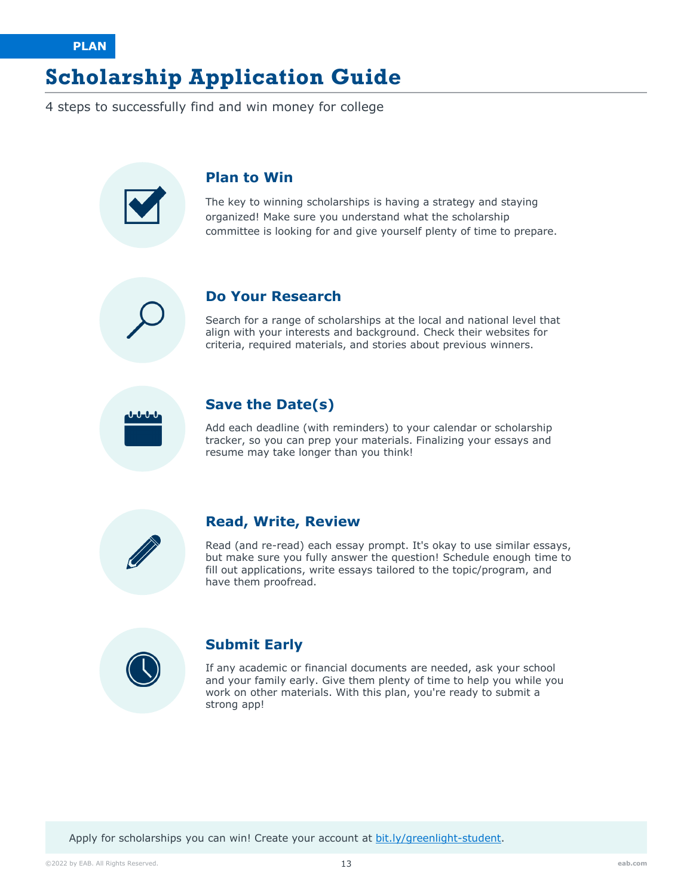PLAN

# Scholarship Application Guide

4 steps to successfully find and win money for college

## Plan to Win

The key to winning scholarships is having a strategy and staying organized! Make sure you understand what the scholarship committee is looking for and give yourself plenty of time to prepare.

## Do Your Research

Search for a range of scholarships at the local and national level that align with your interests and background. Check their websites for criteria, required materials, and stories about previous winners.

## Save the Date(s)

Add each deadline (with reminders) to your calendar or scholarship tracker, so you can prep your materials. Finalizing your essays and resume may take longer than you think!

## Read, Write, Review

Read (and re-read) each essay prompt. It's okay to use similar essays, but make sure you fully answer the question! Schedule enough time to fill out applications, write essays tailored to the topic/program, and have them proofread.

## Submit Early

If any academic or financial documents are needed, ask your school and your family early. Give them plenty of time to help you while you work on other materials. With this plan, you're ready to submit a strong app!

Apply for scholarships you can win! Create your account at [bit.ly/greenlight-student](https://bit.ly/greenlight-student).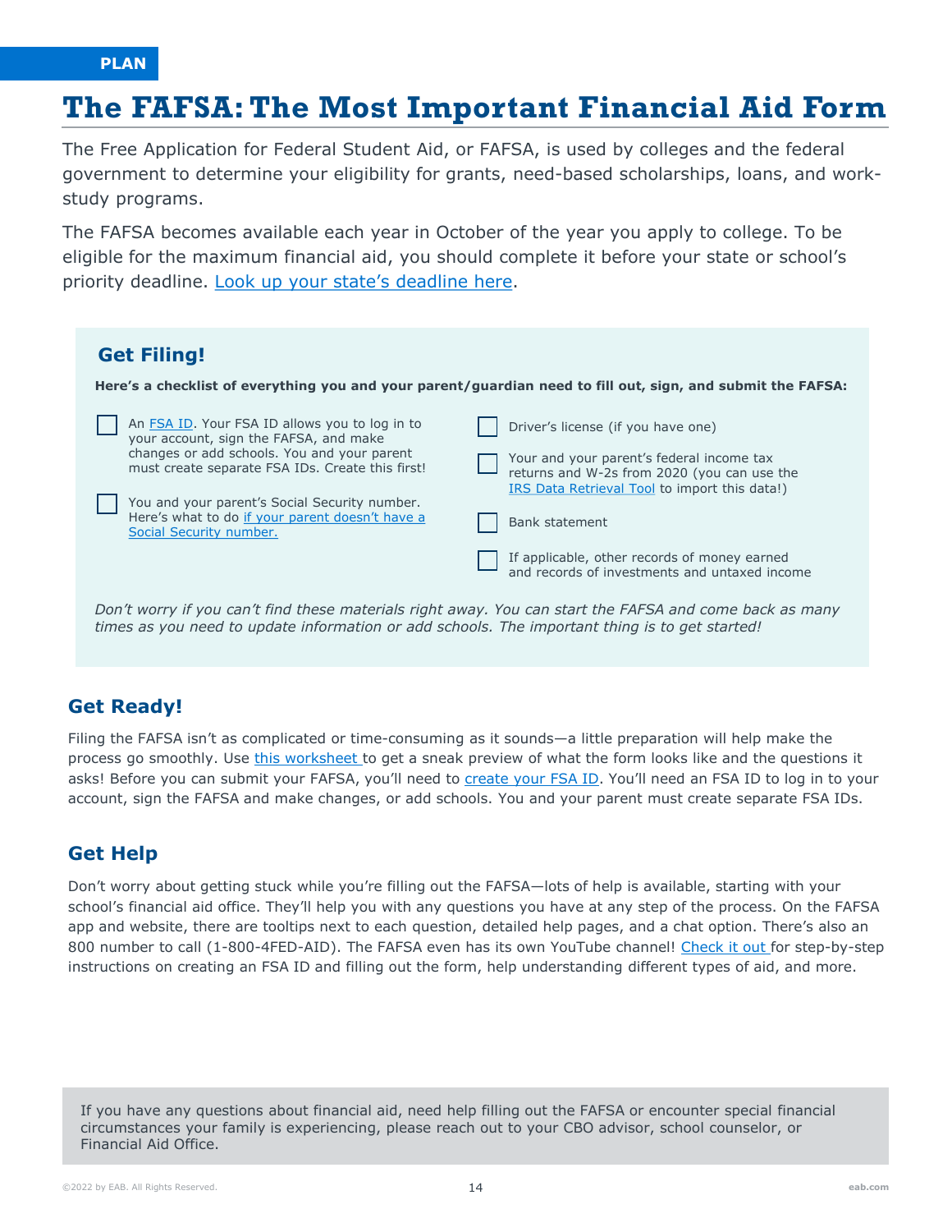PLAN

# The FAFSA: The Most Important Financial Aid Form

The Free Application for Federal Student Aid, or FAFSA, is used by colleges and the federal government to determine your eligibility for grants, need-based scholarships, loans, and work-study programs.

The FAFSA becomes available each year in October of the year you apply to college. To be eligible for the maximum financial aid, you should complete it before your state or school's priority deadline. Look up your state's deadline here.

## Get Filing!

**Here's a checklist of everything you and your parent/guardian need to fill out, sign, and submit the FAFSA:**

- [ ] An FSA ID. Your FSA ID allows you to log in to your account, sign the FAFSA, and make changes or add schools. You and your parent must create separate FSA IDs. Create this first!
- [ ] You and your parent's Social Security number. Here's what to do if your parent doesn't have a Social Security number.
- [ ] Driver's license (if you have one)
- [ ] Your and your parent's federal income tax returns and W-2s from 2020 (you can use the IRS Data Retrieval Tool to import this data!)
- [ ] Bank statement
- [ ] If applicable, other records of money earned and records of investments and untaxed income

*Don't worry if you can't find these materials right away. You can start the FAFSA and come back as many times as you need to update information or add schools. The important thing is to get started!*

## Get Ready!

Filing the FAFSA isn't as complicated or time-consuming as it sounds—a little preparation will help make the process go smoothly. Use this worksheet to get a sneak preview of what the form looks like and the questions it asks! Before you can submit your FAFSA, you'll need to create your FSA ID. You'll need an FSA ID to log in to your account, sign the FAFSA and make changes, or add schools. You and your parent must create separate FSA IDs.

## Get Help

Don't worry about getting stuck while you're filling out the FAFSA—lots of help is available, starting with your school's financial aid office. They'll help you with any questions you have at any step of the process. On the FAFSA app and website, there are tooltips next to each question, detailed help pages, and a chat option. There's also an 800 number to call (1-800-4FED-AID). The FAFSA even has its own YouTube channel! Check it out for step-by-step instructions on creating an FSA ID and filling out the form, help understanding different types of aid, and more.

If you have any questions about financial aid, need help filling out the FAFSA or encounter special financial circumstances your family is experiencing, please reach out to your CBO advisor, school counselor, or Financial Aid Office.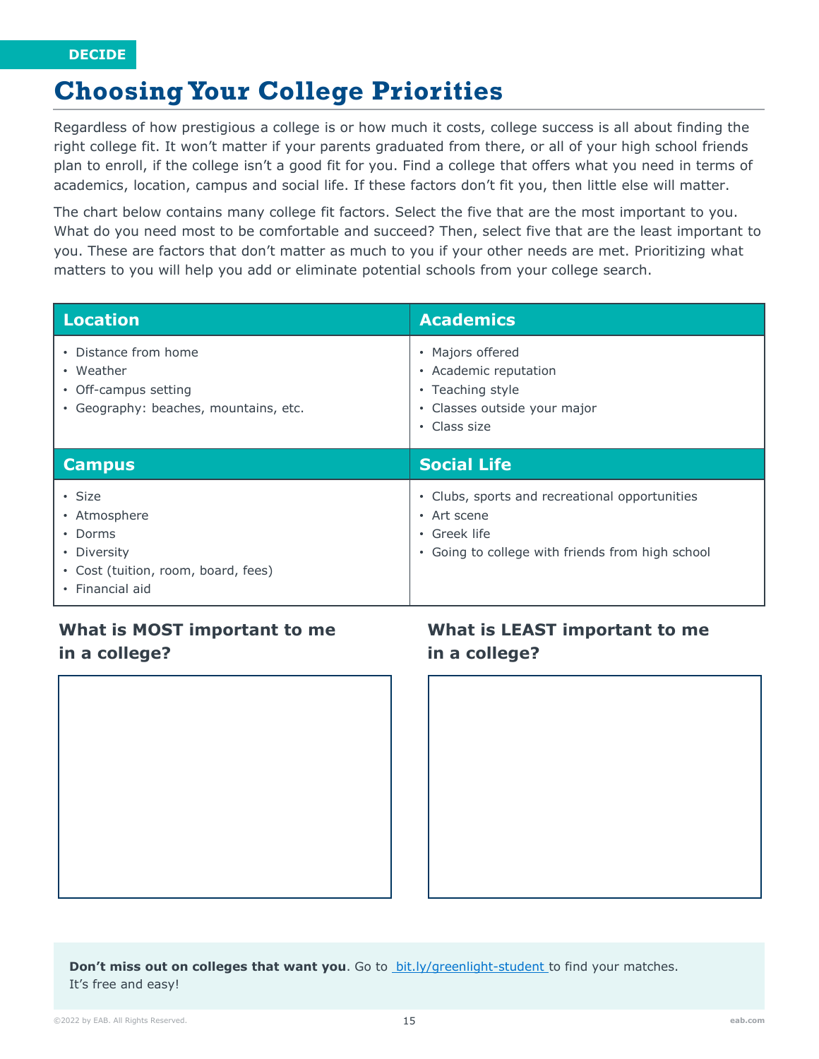DECIDE

# Choosing Your College Priorities

Regardless of how prestigious a college is or how much it costs, college success is all about finding the right college fit. It won't matter if your parents graduated from there, or all of your high school friends plan to enroll, if the college isn't a good fit for you. Find a college that offers what you need in terms of academics, location, campus and social life. If these factors don't fit you, then little else will matter.

The chart below contains many college fit factors. Select the five that are the most important to you. What do you need most to be comfortable and succeed? Then, select five that are the least important to you. These are factors that don't matter as much to you if your other needs are met. Prioritizing what matters to you will help you add or eliminate potential schools from your college search.

| Location | Academics |
| --- | --- |
| • Distance from home<br>• Weather<br>• Off-campus setting<br>• Geography: beaches, mountains, etc. | • Majors offered<br>• Academic reputation<br>• Teaching style<br>• Classes outside your major<br>• Class size |
| **Campus** | **Social Life** |
| • Size<br>• Atmosphere<br>• Dorms<br>• Diversity<br>• Cost (tuition, room, board, fees)<br>• Financial aid | • Clubs, sports and recreational opportunities<br>• Art scene<br>• Greek life<br>• Going to college with friends from high school |

### What is MOST important to me in a college?

### What is LEAST important to me in a college?

**Don't miss out on colleges that want you**. Go to bit.ly/greenlight-student to find your matches. It's free and easy!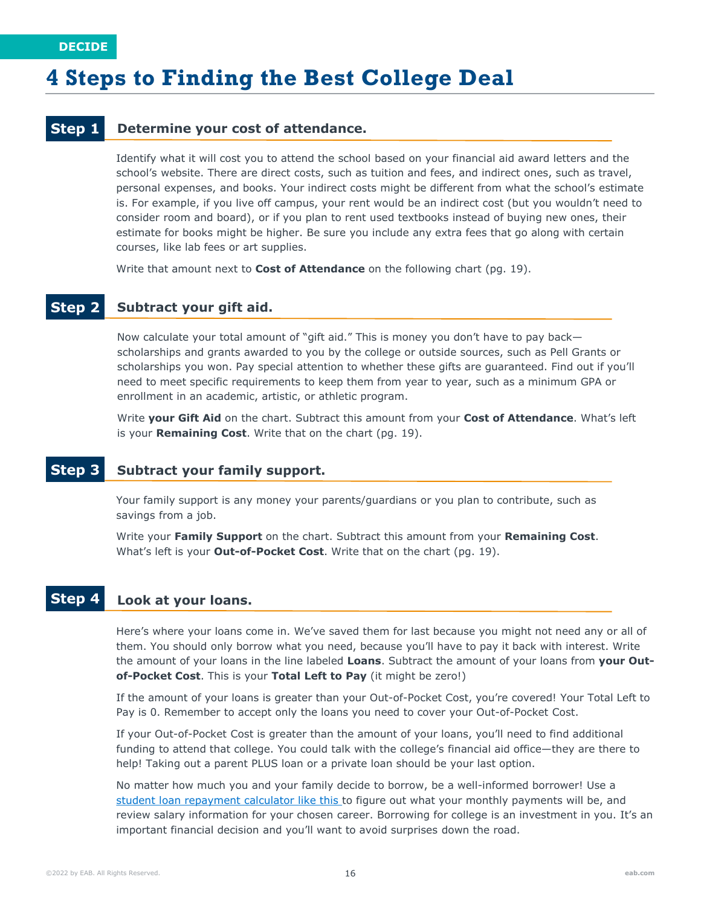DECIDE

# 4 Steps to Finding the Best College Deal

## Step 1 Determine your cost of attendance.

Identify what it will cost you to attend the school based on your financial aid award letters and the school's website. There are direct costs, such as tuition and fees, and indirect ones, such as travel, personal expenses, and books. Your indirect costs might be different from what the school's estimate is. For example, if you live off campus, your rent would be an indirect cost (but you wouldn't need to consider room and board), or if you plan to rent used textbooks instead of buying new ones, their estimate for books might be higher. Be sure you include any extra fees that go along with certain courses, like lab fees or art supplies.

Write that amount next to **Cost of Attendance** on the following chart (pg. 19).

## Step 2 Subtract your gift aid.

Now calculate your total amount of "gift aid." This is money you don't have to pay back—scholarships and grants awarded to you by the college or outside sources, such as Pell Grants or scholarships you won. Pay special attention to whether these gifts are guaranteed. Find out if you'll need to meet specific requirements to keep them from year to year, such as a minimum GPA or enrollment in an academic, artistic, or athletic program.

Write **your Gift Aid** on the chart. Subtract this amount from your **Cost of Attendance**. What's left is your **Remaining Cost**. Write that on the chart (pg. 19).

## Step 3 Subtract your family support.

Your family support is any money your parents/guardians or you plan to contribute, such as savings from a job.

Write your **Family Support** on the chart. Subtract this amount from your **Remaining Cost**. What's left is your **Out-of-Pocket Cost**. Write that on the chart (pg. 19).

## Step 4 Look at your loans.

Here's where your loans come in. We've saved them for last because you might not need any or all of them. You should only borrow what you need, because you'll have to pay it back with interest. Write the amount of your loans in the line labeled **Loans**. Subtract the amount of your loans from **your Out-of-Pocket Cost**. This is your **Total Left to Pay** (it might be zero!)

If the amount of your loans is greater than your Out-of-Pocket Cost, you're covered! Your Total Left to Pay is 0. Remember to accept only the loans you need to cover your Out-of-Pocket Cost.

If your Out-of-Pocket Cost is greater than the amount of your loans, you'll need to find additional funding to attend that college. You could talk with the college's financial aid office—they are there to help! Taking out a parent PLUS loan or a private loan should be your last option.

No matter how much you and your family decide to borrow, be a well-informed borrower! Use a student loan repayment calculator like this to figure out what your monthly payments will be, and review salary information for your chosen career. Borrowing for college is an investment in you. It's an important financial decision and you'll want to avoid surprises down the road.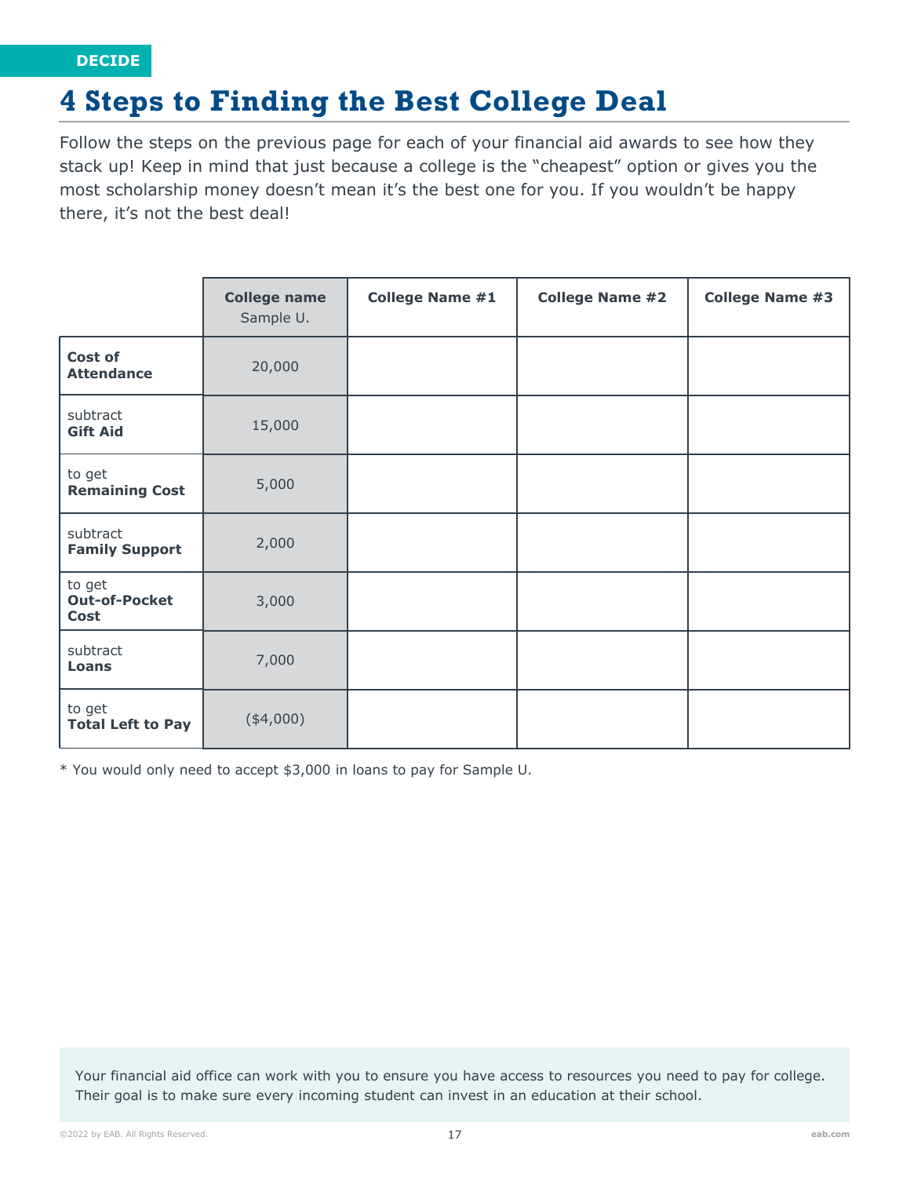DECIDE

# 4 Steps to Finding the Best College Deal

Follow the steps on the previous page for each of your financial aid awards to see how they stack up! Keep in mind that just because a college is the "cheapest" option or gives you the most scholarship money doesn't mean it's the best one for you. If you wouldn't be happy there, it's not the best deal!

| | **College name** Sample U. | **College Name #1** | **College Name #2** | **College Name #3** |
|---|---|---|---|---|
| **Cost of Attendance** | 20,000 | | | |
| subtract **Gift Aid** | 15,000 | | | |
| to get **Remaining Cost** | 5,000 | | | |
| subtract **Family Support** | 2,000 | | | |
| to get **Out-of-Pocket Cost** | 3,000 | | | |
| subtract **Loans** | 7,000 | | | |
| to get **Total Left to Pay** | ($4,000) | | | |

* You would only need to accept $3,000 in loans to pay for Sample U.

Your financial aid office can work with you to ensure you have access to resources you need to pay for college. Their goal is to make sure every incoming student can invest in an education at their school.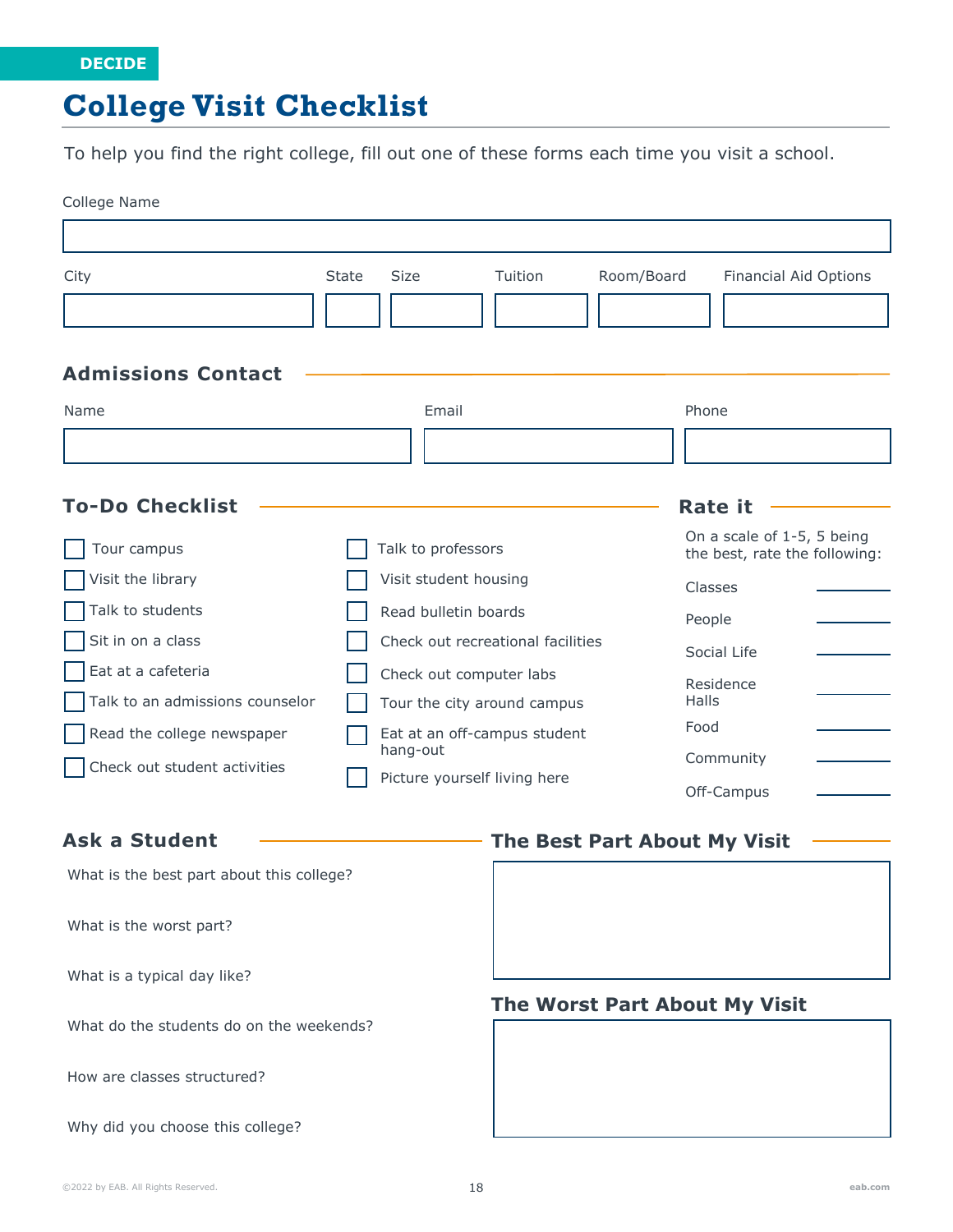DECIDE

# College Visit Checklist

To help you find the right college, fill out one of these forms each time you visit a school.

College Name

| City | State | Size | Tuition | Room/Board | Financial Aid Options |
|---|---|---|---|---|---|
| | | | | | |

## Admissions Contact

| Name | Email | Phone |
|---|---|---|
| | | |

## To-Do Checklist

- [ ] Tour campus
- [ ] Visit the library
- [ ] Talk to students
- [ ] Sit in on a class
- [ ] Eat at a cafeteria
- [ ] Talk to an admissions counselor
- [ ] Read the college newspaper
- [ ] Check out student activities
- [ ] Talk to professors
- [ ] Visit student housing
- [ ] Read bulletin boards
- [ ] Check out recreational facilities
- [ ] Check out computer labs
- [ ] Tour the city around campus
- [ ] Eat at an off-campus student hang-out
- [ ] Picture yourself living here

## Rate it

On a scale of 1-5, 5 being the best, rate the following:

Classes ______

People ______

Social Life ______

Residence Halls ______

Food ______

Community ______

Off-Campus ______

## Ask a Student

What is the best part about this college?

What is the worst part?

What is a typical day like?

What do the students do on the weekends?

How are classes structured?

Why did you choose this college?

## The Best Part About My Visit

## The Worst Part About My Visit

©2022 by EAB. All Rights Reserved. eab.com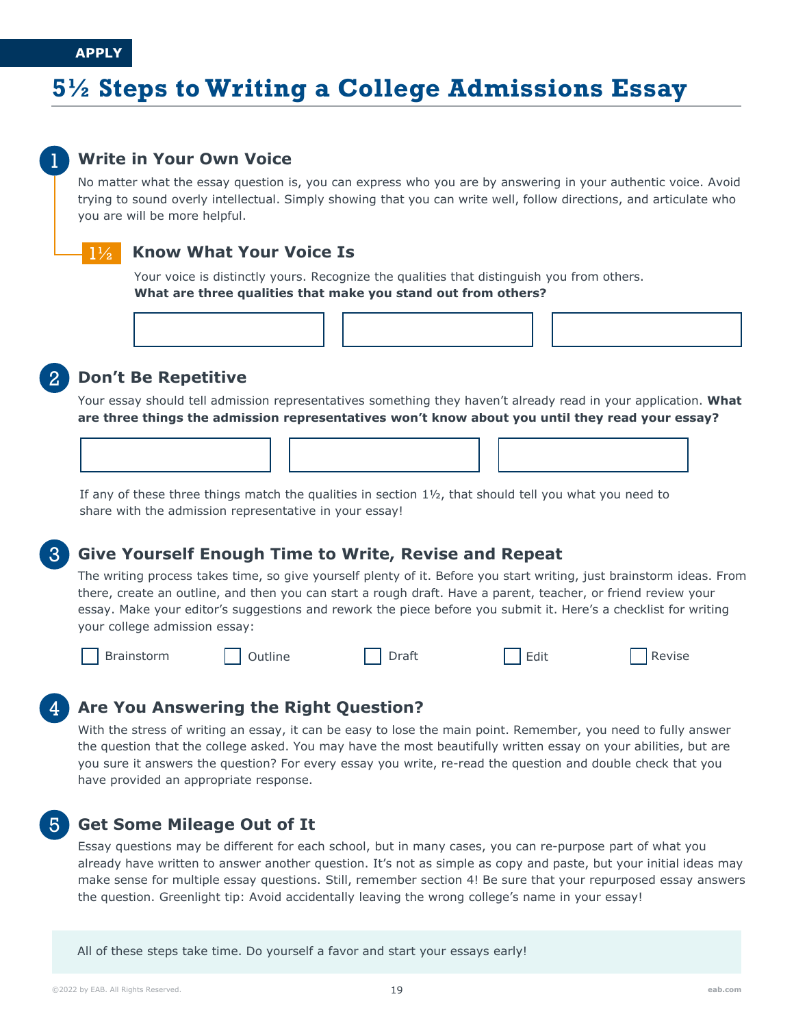APPLY

# 5½ Steps to Writing a College Admissions Essay

## 1 Write in Your Own Voice

No matter what the essay question is, you can express who you are by answering in your authentic voice. Avoid trying to sound overly intellectual. Simply showing that you can write well, follow directions, and articulate who you are will be more helpful.

### 1½ Know What Your Voice Is

Your voice is distinctly yours. Recognize the qualities that distinguish you from others. **What are three qualities that make you stand out from others?**

## 2 Don't Be Repetitive

Your essay should tell admission representatives something they haven't already read in your application. **What are three things the admission representatives won't know about you until they read your essay?**

If any of these three things match the qualities in section 1½, that should tell you what you need to share with the admission representative in your essay!

## 3 Give Yourself Enough Time to Write, Revise and Repeat

The writing process takes time, so give yourself plenty of it. Before you start writing, just brainstorm ideas. From there, create an outline, and then you can start a rough draft. Have a parent, teacher, or friend review your essay. Make your editor's suggestions and rework the piece before you submit it. Here's a checklist for writing your college admission essay:

- [ ] Brainstorm
- [ ] Outline
- [ ] Draft
- [ ] Edit
- [ ] Revise

## 4 Are You Answering the Right Question?

With the stress of writing an essay, it can be easy to lose the main point. Remember, you need to fully answer the question that the college asked. You may have the most beautifully written essay on your abilities, but are you sure it answers the question? For every essay you write, re-read the question and double check that you have provided an appropriate response.

## 5 Get Some Mileage Out of It

Essay questions may be different for each school, but in many cases, you can re-purpose part of what you already have written to answer another question. It's not as simple as copy and paste, but your initial ideas may make sense for multiple essay questions. Still, remember section 4! Be sure that your repurposed essay answers the question. Greenlight tip: Avoid accidentally leaving the wrong college's name in your essay!

All of these steps take time. Do yourself a favor and start your essays early!

©2022 by EAB. All Rights Reserved. eab.com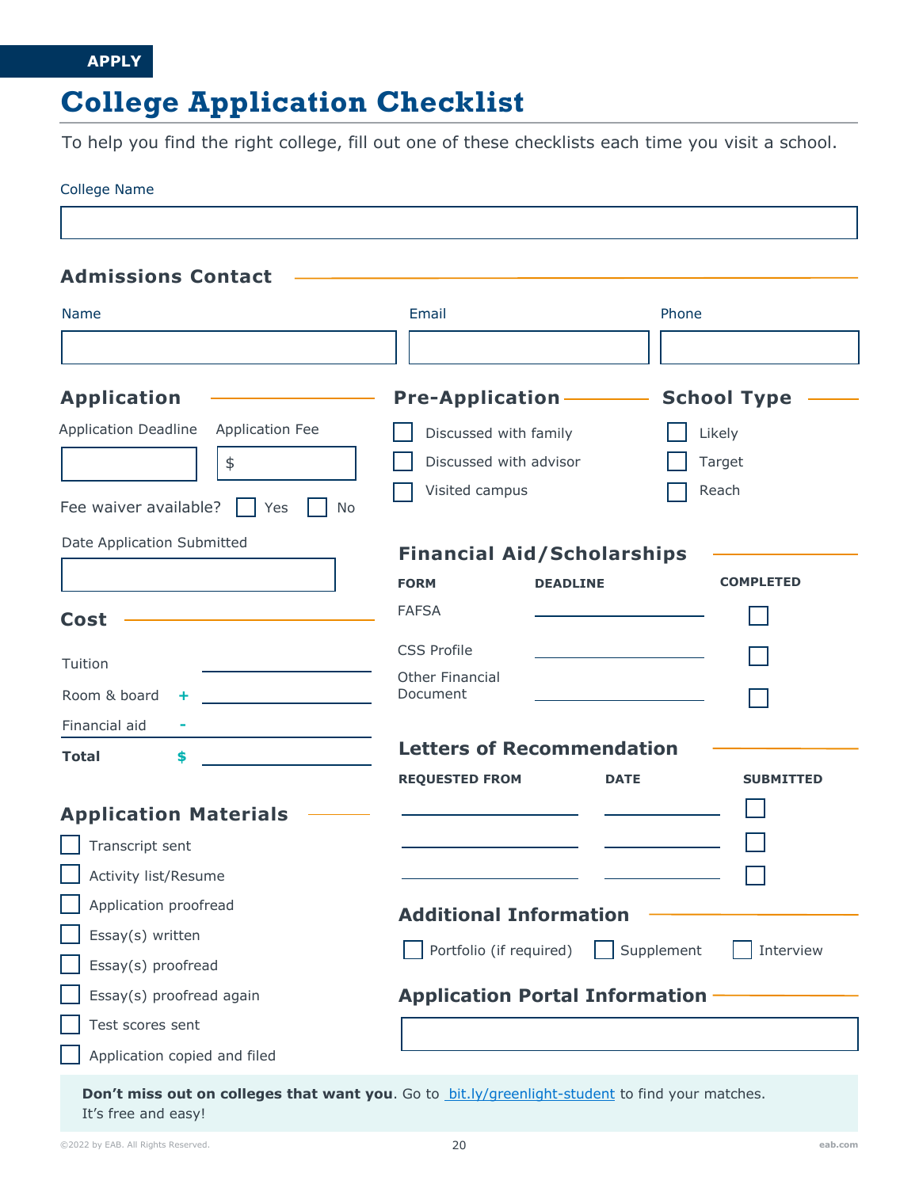APPLY

# College Application Checklist

To help you find the right college, fill out one of these checklists each time you visit a school.

College Name

## Admissions Contact

| Name | Email | Phone |
| --- | --- | --- |
| | | |

## Application

Application Deadline

Application Fee $

Fee waiver available? ☐ Yes ☐ No

Date Application Submitted

## Cost

| | | |
| --- | --- | --- |
| Tuition | | |
| Room & board | + | |
| Financial aid | - | |
| **Total** | $ | |

## Application Materials

- ☐ Transcript sent
- ☐ Activity list/Resume
- ☐ Application proofread
- ☐ Essay(s) written
- ☐ Essay(s) proofread
- ☐ Essay(s) proofread again
- ☐ Test scores sent
- ☐ Application copied and filed

## Pre-Application

- ☐ Discussed with family
- ☐ Discussed with advisor
- ☐ Visited campus

## School Type

- ☐ Likely
- ☐ Target
- ☐ Reach

## Financial Aid/Scholarships

| FORM | DEADLINE | COMPLETED |
| --- | --- | --- |
| FAFSA | | ☐ |
| CSS Profile | | ☐ |
| Other Financial Document | | ☐ |

## Letters of Recommendation

| REQUESTED FROM | DATE | SUBMITTED |
| --- | --- | --- |
| | | ☐ |
| | | ☐ |
| | | ☐ |

## Additional Information

☐ Portfolio (if required) ☐ Supplement ☐ Interview

## Application Portal Information

**Don't miss out on colleges that want you**. Go to bit.ly/greenlight-student to find your matches. It's free and easy!

©2022 by EAB. All Rights Reserved.